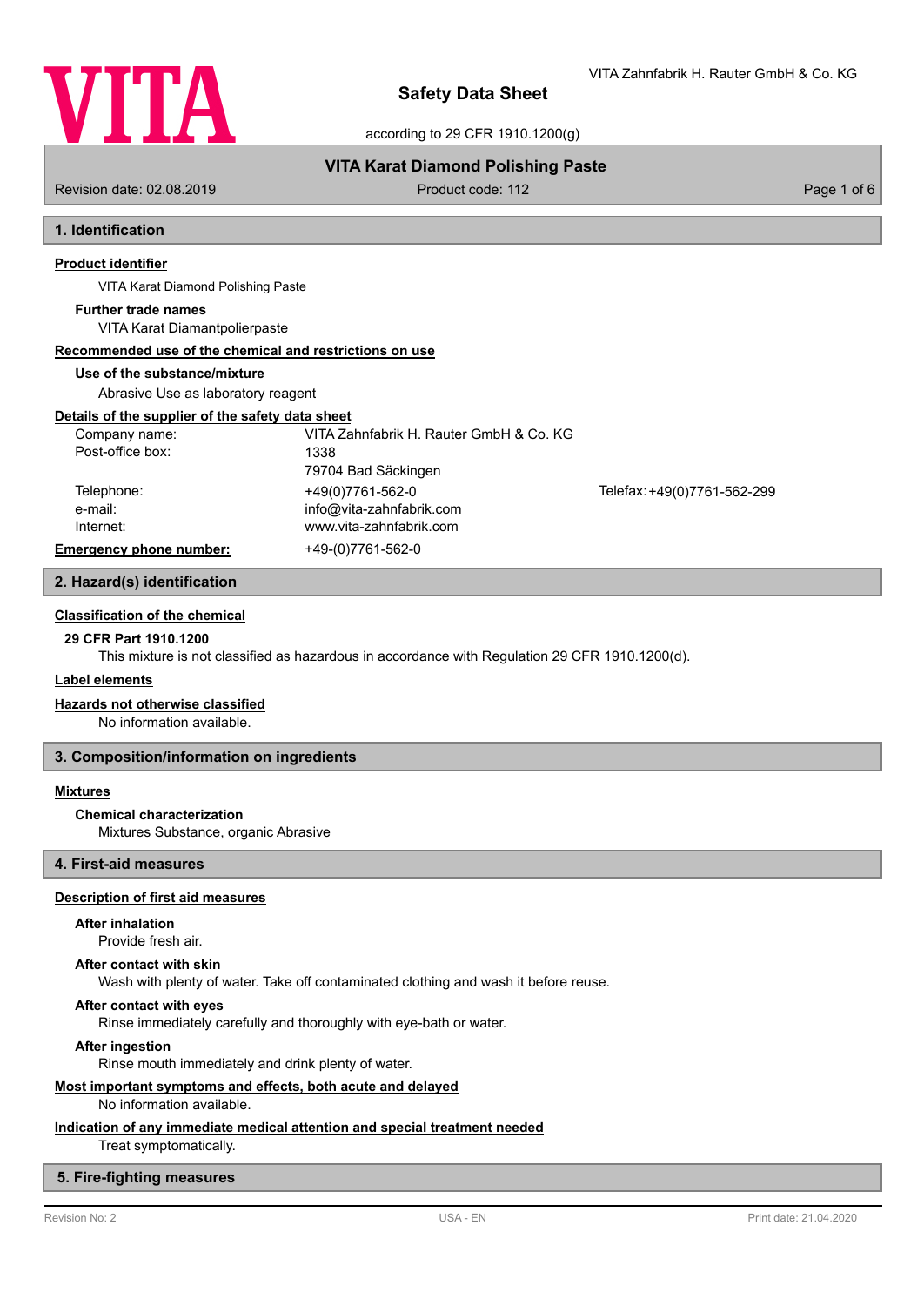# Safety Data Sheet

according to 29 CFR 1910.1200(g)

**VITA Karat Diamond Polishing Paste**

Revision date: 02.08.2019 | Product code: 112

## 1. Identification

### Product identifier

VITA Karat Diamond Polishing Paste

**Further trade names**

VITA Karat Diamantpolierpaste

### Recommended use of the chemical and restrictions on use

**Use of the substance/mixture**

Abrasive Use as laboratory reagent

### Details of the supplier of the safety data sheet

| | | |
|---|---|---|
| Company name: | VITA Zahnfabrik H. Rauter GmbH & Co. KG | |
| Post-office box: | 1338<br>79704 Bad Säckingen | |
| Telephone: | +49(0)7761-562-0 | Telefax: +49(0)7761-562-299 |
| e-mail: | info@vita-zahnfabrik.com | |
| Internet: | www.vita-zahnfabrik.com | |
| **Emergency phone number:** | +49-(0)7761-562-0 | |

## 2. Hazard(s) identification

### Classification of the chemical

**29 CFR Part 1910.1200**

This mixture is not classified as hazardous in accordance with Regulation 29 CFR 1910.1200(d).

### Label elements

### Hazards not otherwise classified

No information available.

## 3. Composition/information on ingredients

### Mixtures

**Chemical characterization**

Mixtures Substance, organic Abrasive

## 4. First-aid measures

### Description of first aid measures

**After inhalation**

Provide fresh air.

**After contact with skin**

Wash with plenty of water. Take off contaminated clothing and wash it before reuse.

**After contact with eyes**

Rinse immediately carefully and thoroughly with eye-bath or water.

**After ingestion**

Rinse mouth immediately and drink plenty of water.

### Most important symptoms and effects, both acute and delayed

No information available.

### Indication of any immediate medical attention and special treatment needed

Treat symptomatically.

## 5. Fire-fighting measures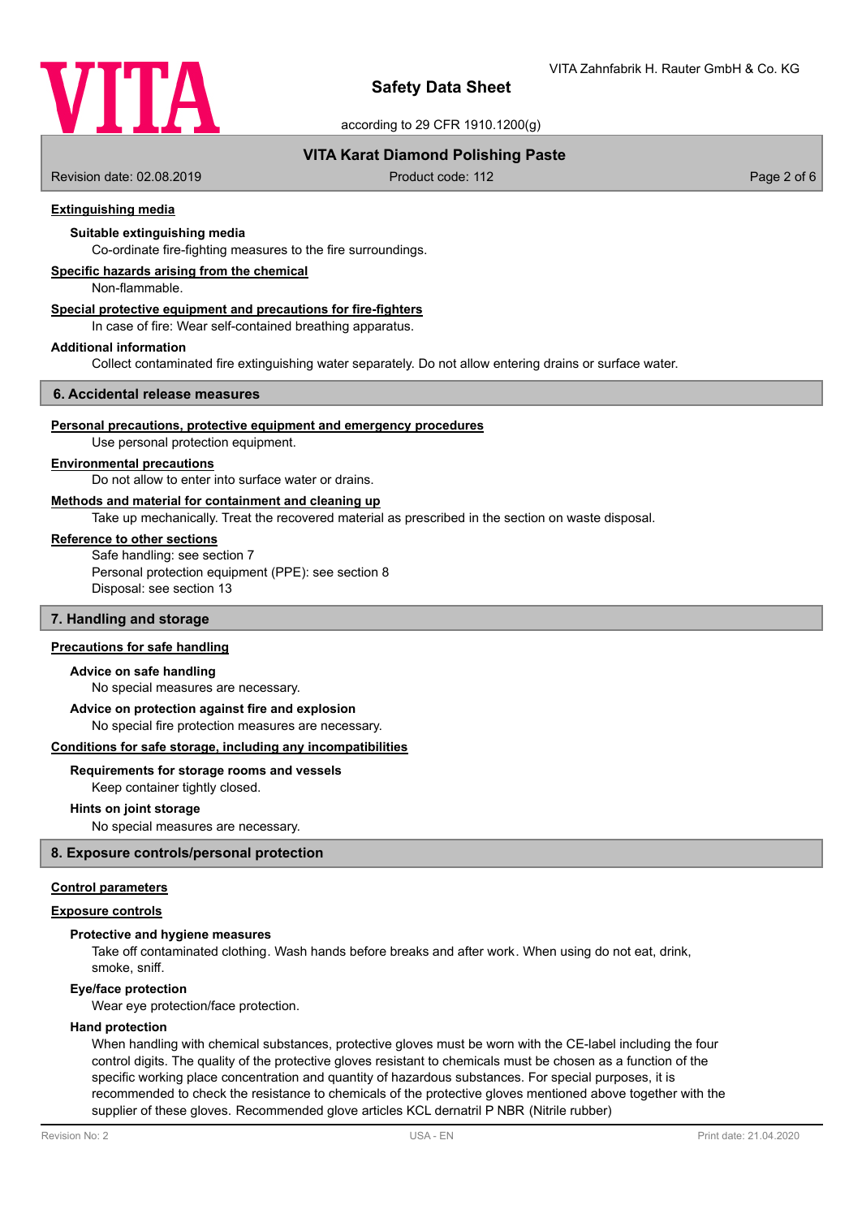### Extinguishing media

#### Suitable extinguishing media

Co-ordinate fire-fighting measures to the fire surroundings.

### Specific hazards arising from the chemical

Non-flammable.

### Special protective equipment and precautions for fire-fighters

In case of fire: Wear self-contained breathing apparatus.

### Additional information

Collect contaminated fire extinguishing water separately. Do not allow entering drains or surface water.

## 6. Accidental release measures

### Personal precautions, protective equipment and emergency procedures

Use personal protection equipment.

### Environmental precautions

Do not allow to enter into surface water or drains.

### Methods and material for containment and cleaning up

Take up mechanically. Treat the recovered material as prescribed in the section on waste disposal.

### Reference to other sections

Safe handling: see section 7
Personal protection equipment (PPE): see section 8
Disposal: see section 13

## 7. Handling and storage

### Precautions for safe handling

#### Advice on safe handling

No special measures are necessary.

#### Advice on protection against fire and explosion

No special fire protection measures are necessary.

### Conditions for safe storage, including any incompatibilities

#### Requirements for storage rooms and vessels

Keep container tightly closed.

#### Hints on joint storage

No special measures are necessary.

## 8. Exposure controls/personal protection

### Control parameters

### Exposure controls

#### Protective and hygiene measures

Take off contaminated clothing. Wash hands before breaks and after work. When using do not eat, drink, smoke, sniff.

#### Eye/face protection

Wear eye protection/face protection.

#### Hand protection

When handling with chemical substances, protective gloves must be worn with the CE-label including the four control digits. The quality of the protective gloves resistant to chemicals must be chosen as a function of the specific working place concentration and quantity of hazardous substances. For special purposes, it is recommended to check the resistance to chemicals of the protective gloves mentioned above together with the supplier of these gloves. Recommended glove articles KCL dernatril P NBR (Nitrile rubber)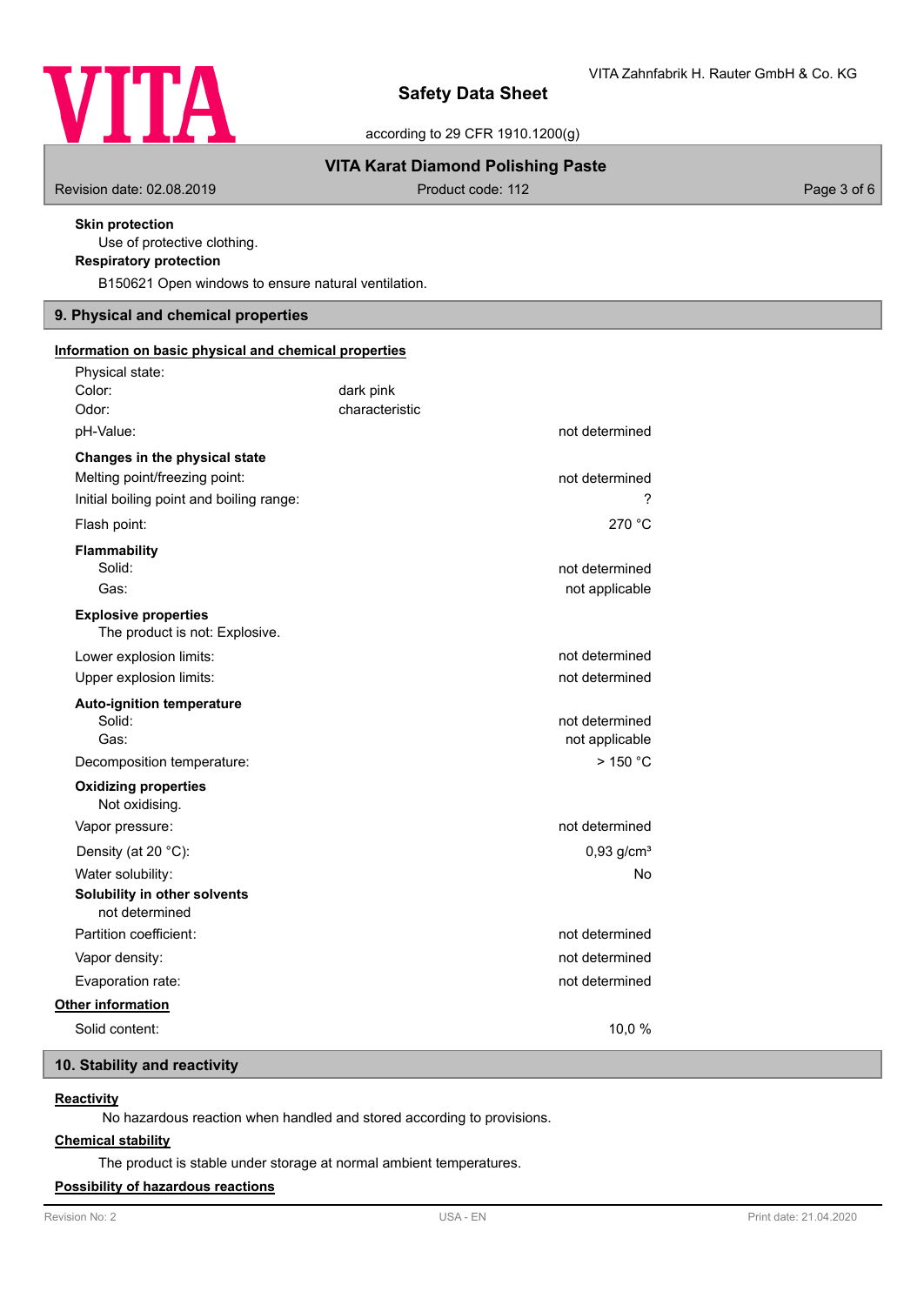**Skin protection**

Use of protective clothing.

**Respiratory protection**

B150621 Open windows to ensure natural ventilation.

## 9. Physical and chemical properties

**Information on basic physical and chemical properties**

| | | |
|---|---|---|
| Physical state: | | |
| Color: | dark pink | |
| Odor: | characteristic | |
| pH-Value: | | not determined |
| **Changes in the physical state** | | |
| Melting point/freezing point: | | not determined |
| Initial boiling point and boiling range: | | ? |
| Flash point: | | 270 °C |
| **Flammability** | | |
| Solid: | | not determined |
| Gas: | | not applicable |

**Explosive properties**

The product is not: Explosive.

| | | |
|---|---|---|
| Lower explosion limits: | | not determined |
| Upper explosion limits: | | not determined |
| **Auto-ignition temperature** | | |
| Solid: | | not determined |
| Gas: | | not applicable |
| Decomposition temperature: | | > 150 °C |

**Oxidizing properties**

Not oxidising.

| | | |
|---|---|---|
| Vapor pressure: | | not determined |
| Density (at 20 °C): | | 0,93 g/cm³ |
| Water solubility: | | No |

**Solubility in other solvents**

not determined

| | | |
|---|---|---|
| Partition coefficient: | | not determined |
| Vapor density: | | not determined |
| Evaporation rate: | | not determined |

**Other information**

| | | |
|---|---|---|
| Solid content: | | 10,0 % |

## 10. Stability and reactivity

**Reactivity**

No hazardous reaction when handled and stored according to provisions.

**Chemical stability**

The product is stable under storage at normal ambient temperatures.

**Possibility of hazardous reactions**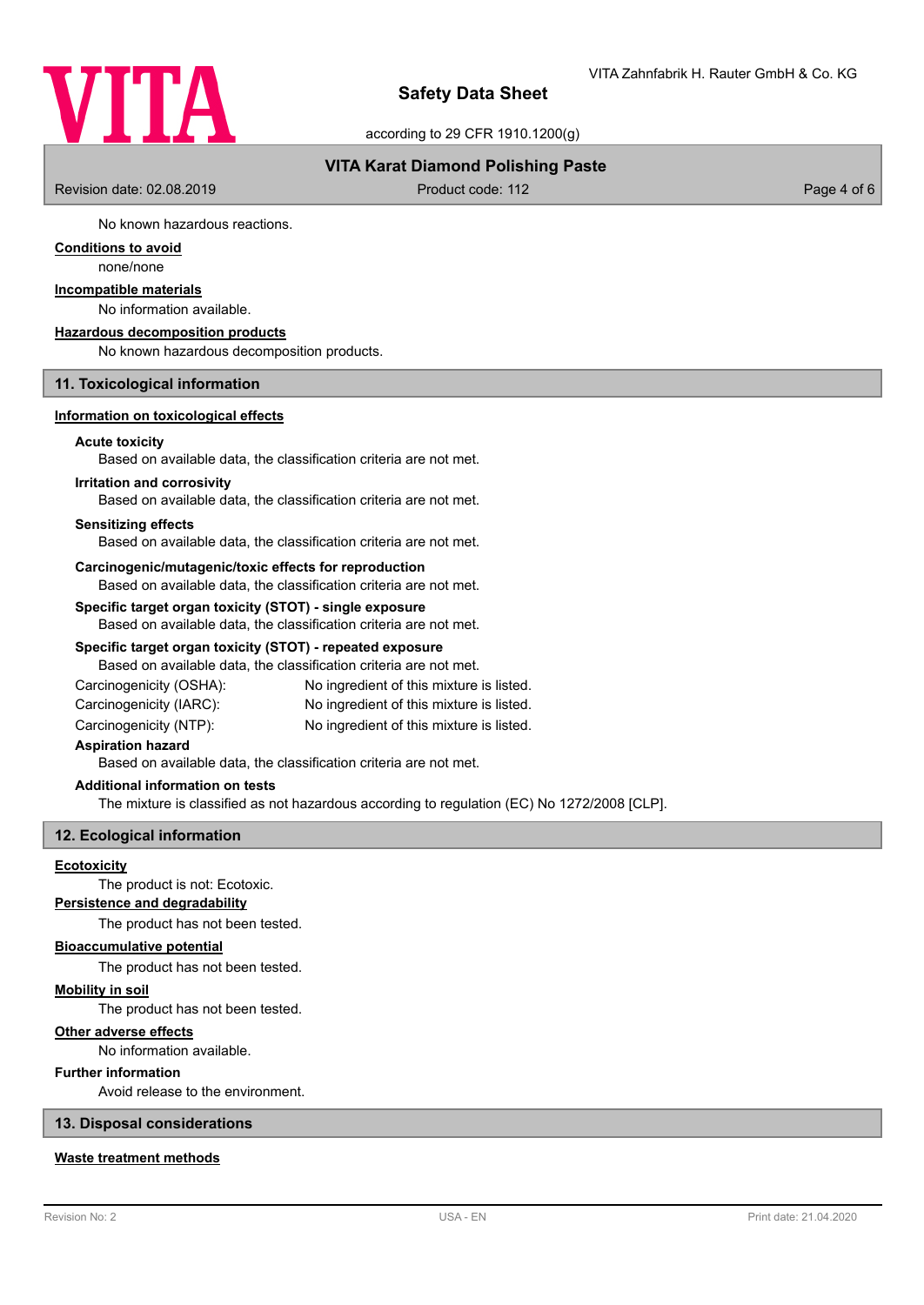No known hazardous reactions.

**Conditions to avoid**

none/none

**Incompatible materials**

No information available.

**Hazardous decomposition products**

No known hazardous decomposition products.

## 11. Toxicological information

**Information on toxicological effects**

**Acute toxicity**

Based on available data, the classification criteria are not met.

**Irritation and corrosivity**

Based on available data, the classification criteria are not met.

**Sensitizing effects**

Based on available data, the classification criteria are not met.

**Carcinogenic/mutagenic/toxic effects for reproduction**

Based on available data, the classification criteria are not met.

**Specific target organ toxicity (STOT) - single exposure**

Based on available data, the classification criteria are not met.

**Specific target organ toxicity (STOT) - repeated exposure**

Based on available data, the classification criteria are not met.

| | |
|---|---|
| Carcinogenicity (OSHA): | No ingredient of this mixture is listed. |
| Carcinogenicity (IARC): | No ingredient of this mixture is listed. |
| Carcinogenicity (NTP): | No ingredient of this mixture is listed. |

**Aspiration hazard**

Based on available data, the classification criteria are not met.

**Additional information on tests**

The mixture is classified as not hazardous according to regulation (EC) No 1272/2008 [CLP].

## 12. Ecological information

**Ecotoxicity**

The product is not: Ecotoxic.

**Persistence and degradability**

The product has not been tested.

**Bioaccumulative potential**

The product has not been tested.

**Mobility in soil**

The product has not been tested.

**Other adverse effects**

No information available.

**Further information**

Avoid release to the environment.

## 13. Disposal considerations

**Waste treatment methods**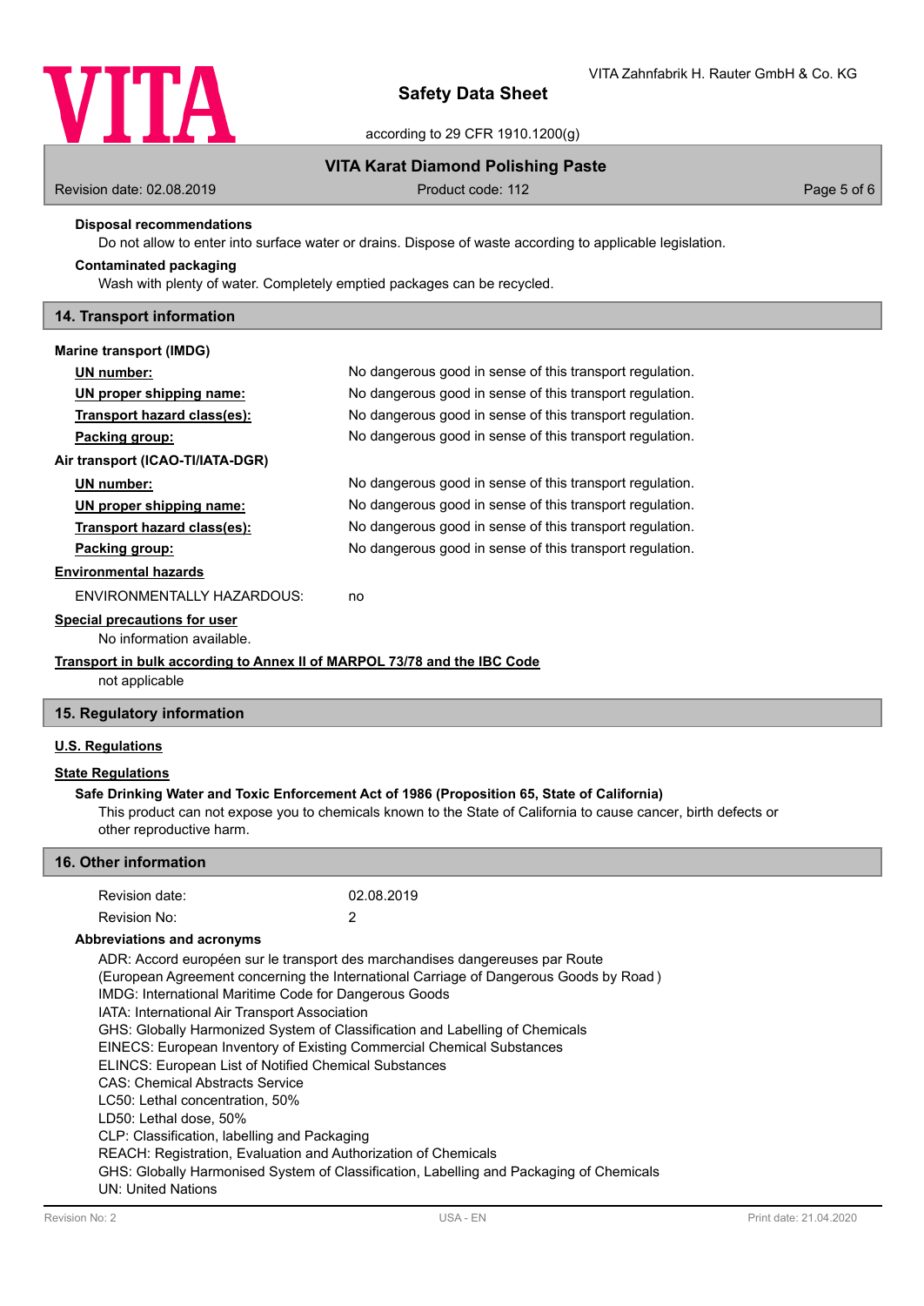### Disposal recommendations

Do not allow to enter into surface water or drains. Dispose of waste according to applicable legislation.

### Contaminated packaging

Wash with plenty of water. Completely emptied packages can be recycled.

## 14. Transport information

**Marine transport (IMDG)**

| | |
|---|---|
| **UN number:** | No dangerous good in sense of this transport regulation. |
| **UN proper shipping name:** | No dangerous good in sense of this transport regulation. |
| **Transport hazard class(es):** | No dangerous good in sense of this transport regulation. |
| **Packing group:** | No dangerous good in sense of this transport regulation. |

**Air transport (ICAO-TI/IATA-DGR)**

| | |
|---|---|
| **UN number:** | No dangerous good in sense of this transport regulation. |
| **UN proper shipping name:** | No dangerous good in sense of this transport regulation. |
| **Transport hazard class(es):** | No dangerous good in sense of this transport regulation. |
| **Packing group:** | No dangerous good in sense of this transport regulation. |

**Environmental hazards**

ENVIRONMENTALLY HAZARDOUS: no

**Special precautions for user**

No information available.

**Transport in bulk according to Annex II of MARPOL 73/78 and the IBC Code**

not applicable

## 15. Regulatory information

**U.S. Regulations**

**State Regulations**

**Safe Drinking Water and Toxic Enforcement Act of 1986 (Proposition 65, State of California)**

This product can not expose you to chemicals known to the State of California to cause cancer, birth defects or other reproductive harm.

## 16. Other information

| | |
|---|---|
| Revision date: | 02.08.2019 |
| Revision No: | 2 |

**Abbreviations and acronyms**

ADR: Accord européen sur le transport des marchandises dangereuses par Route
(European Agreement concerning the International Carriage of Dangerous Goods by Road )
IMDG: International Maritime Code for Dangerous Goods
IATA: International Air Transport Association
GHS: Globally Harmonized System of Classification and Labelling of Chemicals
EINECS: European Inventory of Existing Commercial Chemical Substances
ELINCS: European List of Notified Chemical Substances
CAS: Chemical Abstracts Service
LC50: Lethal concentration, 50%
LD50: Lethal dose, 50%
CLP: Classification, labelling and Packaging
REACH: Registration, Evaluation and Authorization of Chemicals
GHS: Globally Harmonised System of Classification, Labelling and Packaging of Chemicals
UN: United Nations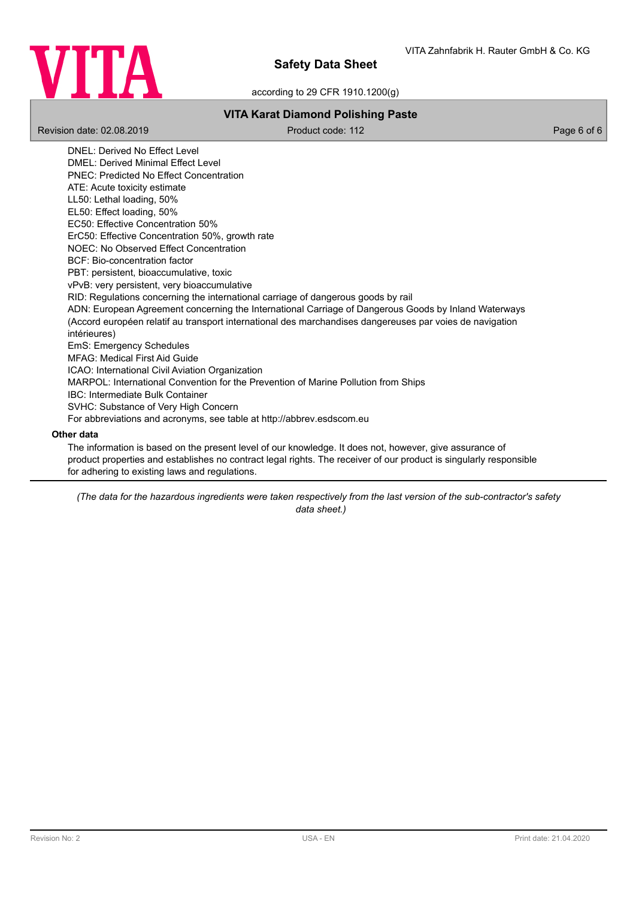DNEL: Derived No Effect Level
DMEL: Derived Minimal Effect Level
PNEC: Predicted No Effect Concentration
ATE: Acute toxicity estimate
LL50: Lethal loading, 50%
EL50: Effect loading, 50%
EC50: Effective Concentration 50%
ErC50: Effective Concentration 50%, growth rate
NOEC: No Observed Effect Concentration
BCF: Bio-concentration factor
PBT: persistent, bioaccumulative, toxic
vPvB: very persistent, very bioaccumulative
RID: Regulations concerning the international carriage of dangerous goods by rail
ADN: European Agreement concerning the International Carriage of Dangerous Goods by Inland Waterways (Accord européen relatif au transport international des marchandises dangereuses par voies de navigation intérieures)
EmS: Emergency Schedules
MFAG: Medical First Aid Guide
ICAO: International Civil Aviation Organization
MARPOL: International Convention for the Prevention of Marine Pollution from Ships
IBC: Intermediate Bulk Container
SVHC: Substance of Very High Concern
For abbreviations and acronyms, see table at http://abbrev.esdscom.eu

**Other data**

The information is based on the present level of our knowledge. It does not, however, give assurance of product properties and establishes no contract legal rights. The receiver of our product is singularly responsible for adhering to existing laws and regulations.

*(The data for the hazardous ingredients were taken respectively from the last version of the sub-contractor's safety data sheet.)*